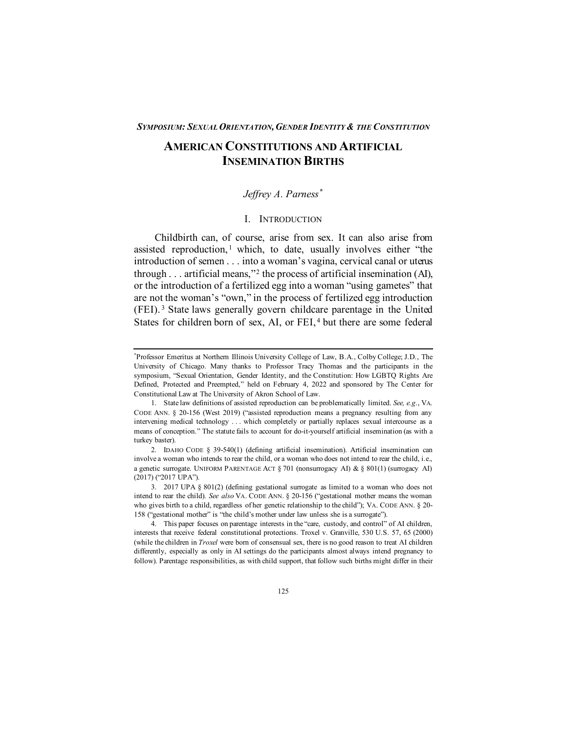*SYMPOSIUM: SEXUAL ORIENTATION, GENDER IDENTITY & THE CONSTITUTION*

# AMERICAN CONSTITUTIONS AND ARTIFICIAL INSEMINATION BIRTHS

*Jeffrey A. Parness*[*]

## I. INTRODUCTION

Childbirth can, of course, arise from sex. It can also arise from assisted reproduction,[1] which, to date, usually involves either "the introduction of semen . . . into a woman's vagina, cervical canal or uterus through . . . artificial means,"[2] the process of artificial insemination (AI), or the introduction of a fertilized egg into a woman "using gametes" that are not the woman's "own," in the process of fertilized egg introduction (FEI).[3] State laws generally govern childcare parentage in the United States for children born of sex, AI, or FEI,[4] but there are some federal

---

[*]Professor Emeritus at Northern Illinois University College of Law, B.A., Colby College; J.D., The University of Chicago. Many thanks to Professor Tracy Thomas and the participants in the symposium, "Sexual Orientation, Gender Identity, and the Constitution: How LGBTQ Rights Are Defined, Protected and Preempted," held on February 4, 2022 and sponsored by The Center for Constitutional Law at The University of Akron School of Law.

1. State law definitions of assisted reproduction can be problematically limited. *See, e.g.*, VA. CODE ANN. § 20-156 (West 2019) ("assisted reproduction means a pregnancy resulting from any intervening medical technology . . . which completely or partially replaces sexual intercourse as a means of conception." The statute fails to account for do-it-yourself artificial insemination (as with a turkey baster).

2. IDAHO CODE § 39-540(1) (defining artificial insemination). Artificial insemination can involve a woman who intends to rear the child, or a woman who does not intend to rear the child, i.e., a genetic surrogate. UNIFORM PARENTAGE ACT § 701 (nonsurrogacy AI) & § 801(1) (surrogacy AI) (2017) ("2017 UPA").

3. 2017 UPA § 801(2) (defining gestational surrogate as limited to a woman who does not intend to rear the child). *See also* VA. CODE ANN. § 20-156 ("gestational mother means the woman who gives birth to a child, regardless of her genetic relationship to the child"); VA. CODE ANN. § 20-158 ("gestational mother" is "the child's mother under law unless she is a surrogate").

4. This paper focuses on parentage interests in the "care, custody, and control" of AI children, interests that receive federal constitutional protections. Troxel v. Granville, 530 U.S. 57, 65 (2000) (while the children in *Troxel* were born of consensual sex, there is no good reason to treat AI children differently, especially as only in AI settings do the participants almost always intend pregnancy to follow). Parentage responsibilities, as with child support, that follow such births might differ in their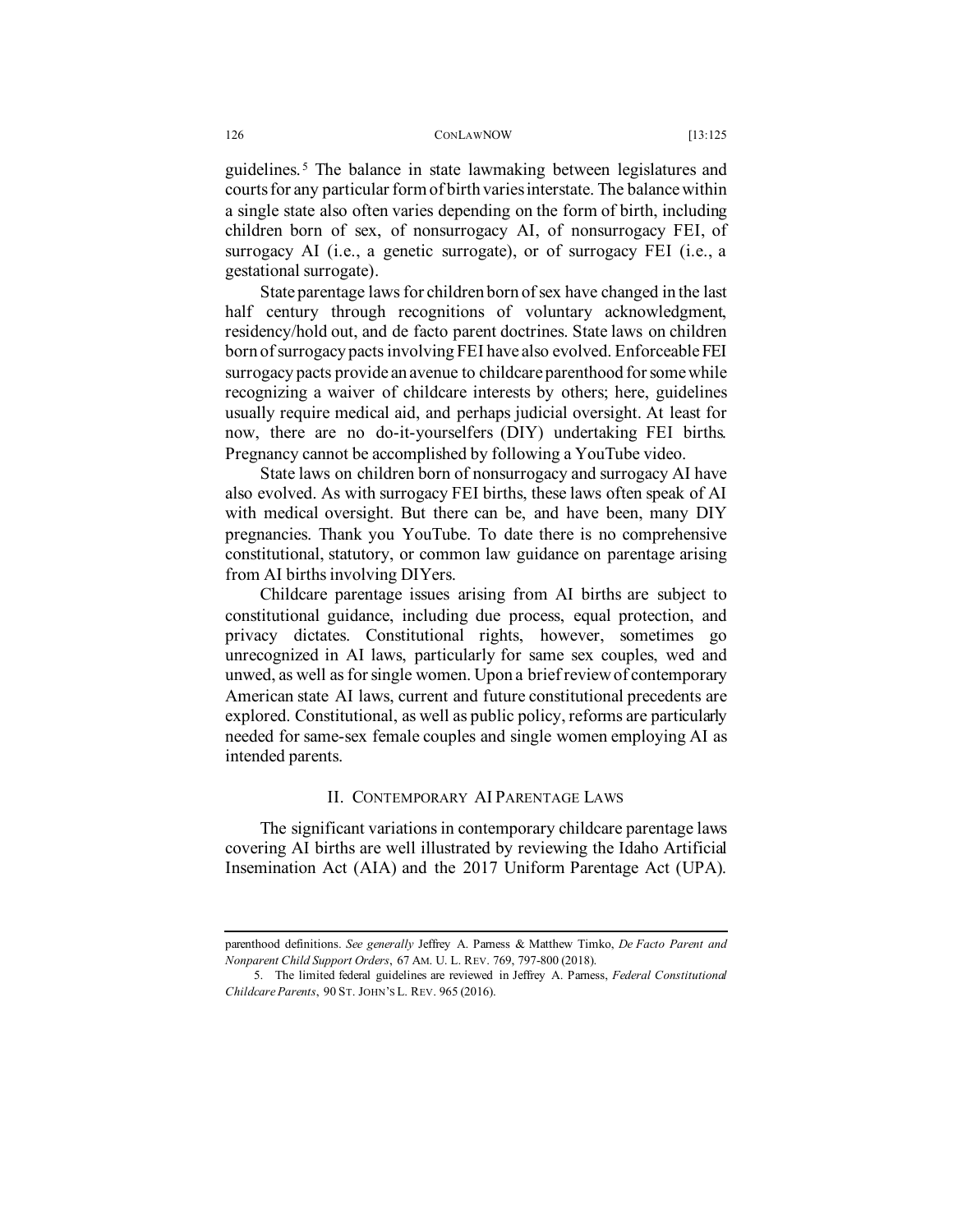guidelines.[5] The balance in state lawmaking between legislatures and courts for any particular form of birth varies interstate. The balance within a single state also often varies depending on the form of birth, including children born of sex, of nonsurrogacy AI, of nonsurrogacy FEI, of surrogacy AI (i.e., a genetic surrogate), or of surrogacy FEI (i.e., a gestational surrogate).

State parentage laws for children born of sex have changed in the last half century through recognitions of voluntary acknowledgment, residency/hold out, and de facto parent doctrines. State laws on children born of surrogacy pacts involving FEI have also evolved. Enforceable FEI surrogacy pacts provide an avenue to childcare parenthood for some while recognizing a waiver of childcare interests by others; here, guidelines usually require medical aid, and perhaps judicial oversight. At least for now, there are no do-it-yourselfers (DIY) undertaking FEI births. Pregnancy cannot be accomplished by following a YouTube video.

State laws on children born of nonsurrogacy and surrogacy AI have also evolved. As with surrogacy FEI births, these laws often speak of AI with medical oversight. But there can be, and have been, many DIY pregnancies. Thank you YouTube. To date there is no comprehensive constitutional, statutory, or common law guidance on parentage arising from AI births involving DIYers.

Childcare parentage issues arising from AI births are subject to constitutional guidance, including due process, equal protection, and privacy dictates. Constitutional rights, however, sometimes go unrecognized in AI laws, particularly for same sex couples, wed and unwed, as well as for single women. Upon a brief review of contemporary American state AI laws, current and future constitutional precedents are explored. Constitutional, as well as public policy, reforms are particularly needed for same-sex female couples and single women employing AI as intended parents.

## II. Contemporary AI Parentage Laws

The significant variations in contemporary childcare parentage laws covering AI births are well illustrated by reviewing the Idaho Artificial Insemination Act (AIA) and the 2017 Uniform Parentage Act (UPA).

---

parenthood definitions. *See generally* Jeffrey A. Parness & Matthew Timko, *De Facto Parent and Nonparent Child Support Orders*, 67 AM. U. L. REV. 769, 797-800 (2018).

5. The limited federal guidelines are reviewed in Jeffrey A. Parness, *Federal Constitutional Childcare Parents*, 90 ST. JOHN'S L. REV. 965 (2016).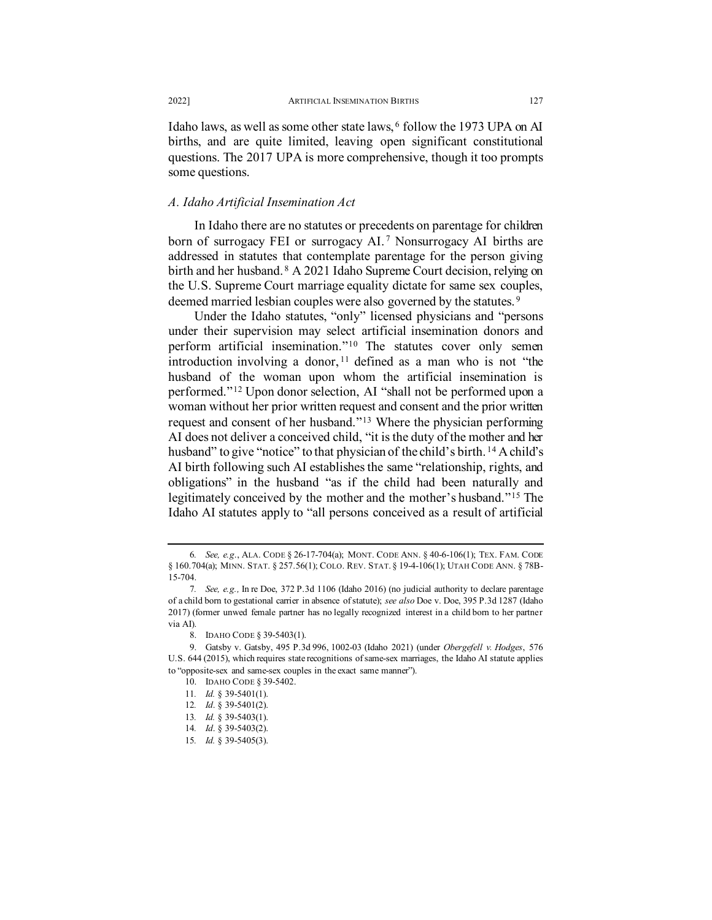Idaho laws, as well as some other state laws,[6] follow the 1973 UPA on AI births, and are quite limited, leaving open significant constitutional questions. The 2017 UPA is more comprehensive, though it too prompts some questions.

### *A. Idaho Artificial Insemination Act*

In Idaho there are no statutes or precedents on parentage for children born of surrogacy FEI or surrogacy AI.[7] Nonsurrogacy AI births are addressed in statutes that contemplate parentage for the person giving birth and her husband.[8] A 2021 Idaho Supreme Court decision, relying on the U.S. Supreme Court marriage equality dictate for same sex couples, deemed married lesbian couples were also governed by the statutes.[9]

Under the Idaho statutes, "only" licensed physicians and "persons under their supervision may select artificial insemination donors and perform artificial insemination."[10] The statutes cover only semen introduction involving a donor,[11] defined as a man who is not "the husband of the woman upon whom the artificial insemination is performed."[12] Upon donor selection, AI "shall not be performed upon a woman without her prior written request and consent and the prior written request and consent of her husband."[13] Where the physician performing AI does not deliver a conceived child, "it is the duty of the mother and her husband" to give "notice" to that physician of the child's birth.[14] A child's AI birth following such AI establishes the same "relationship, rights, and obligations" in the husband "as if the child had been naturally and legitimately conceived by the mother and the mother's husband."[15] The Idaho AI statutes apply to "all persons conceived as a result of artificial

---

6. *See, e.g.*, ALA. CODE § 26-17-704(a); MONT. CODE ANN. § 40-6-106(1); TEX. FAM. CODE § 160.704(a); MINN. STAT. § 257.56(1); COLO. REV. STAT. § 19-4-106(1); UTAH CODE ANN. § 78B-15-704.

7. *See, e.g.*, In re Doe, 372 P.3d 1106 (Idaho 2016) (no judicial authority to declare parentage of a child born to gestational carrier in absence of statute); *see also* Doe v. Doe, 395 P.3d 1287 (Idaho 2017) (former unwed female partner has no legally recognized interest in a child born to her partner via AI).

8. IDAHO CODE § 39-5403(1).

9. Gatsby v. Gatsby, 495 P.3d 996, 1002-03 (Idaho 2021) (under *Obergefell v. Hodges*, 576 U.S. 644 (2015), which requires state recognitions of same-sex marriages, the Idaho AI statute applies to "opposite-sex and same-sex couples in the exact same manner").

10. IDAHO CODE § 39-5402.

11. *Id.* § 39-5401(1).

12. *Id.* § 39-5401(2).

13. *Id.* § 39-5403(1).

14. *Id.* § 39-5403(2).

15. *Id.* § 39-5405(3).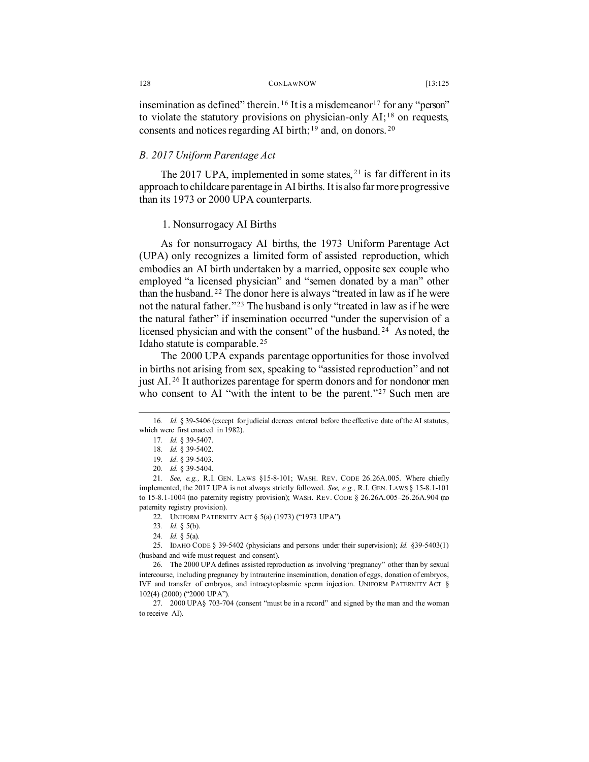insemination as defined" therein.[16] It is a misdemeanor[17] for any "person" to violate the statutory provisions on physician-only AI;[18] on requests, consents and notices regarding AI birth;[19] and, on donors.[20]

### *B. 2017 Uniform Parentage Act*

The 2017 UPA, implemented in some states,[21] is far different in its approach to childcare parentage in AI births. It is also far more progressive than its 1973 or 2000 UPA counterparts.

#### 1. Nonsurrogacy AI Births

As for nonsurrogacy AI births, the 1973 Uniform Parentage Act (UPA) only recognizes a limited form of assisted reproduction, which embodies an AI birth undertaken by a married, opposite sex couple who employed "a licensed physician" and "semen donated by a man" other than the husband.[22] The donor here is always "treated in law as if he were not the natural father."[23] The husband is only "treated in law as if he were the natural father" if insemination occurred "under the supervision of a licensed physician and with the consent" of the husband.[24] As noted, the Idaho statute is comparable.[25]

The 2000 UPA expands parentage opportunities for those involved in births not arising from sex, speaking to "assisted reproduction" and not just AI.[26] It authorizes parentage for sperm donors and for nondonor men who consent to AI "with the intent to be the parent."[27] Such men are

---

16. *Id.* § 39-5406 (except for judicial decrees entered before the effective date of the AI statutes, which were first enacted in 1982).

17. *Id.* § 39-5407.

18. *Id.* § 39-5402.

19. *Id.* § 39-5403.

20. *Id.* § 39-5404.

21. *See, e.g.,* R.I. GEN. LAWS §15-8-101; WASH. REV. CODE 26.26A.005. Where chiefly implemented, the 2017 UPA is not always strictly followed. *See, e.g.,* R.I. GEN. LAWS § 15-8.1-101 to 15-8.1-1004 (no paternity registry provision); WASH. REV. CODE § 26.26A.005–26.26A.904 (no paternity registry provision).

22. UNIFORM PATERNITY ACT § 5(a) (1973) ("1973 UPA").

23. *Id.* § 5(b).

24. *Id.* § 5(a).

25. IDAHO CODE § 39-5402 (physicians and persons under their supervision); *Id.* §39-5403(1) (husband and wife must request and consent).

26. The 2000 UPA defines assisted reproduction as involving "pregnancy" other than by sexual intercourse, including pregnancy by intrauterine insemination, donation of eggs, donation of embryos, IVF and transfer of embryos, and intracytoplasmic sperm injection. UNIFORM PATERNITY ACT § 102(4) (2000) ("2000 UPA").

27. 2000 UPA§ 703-704 (consent "must be in a record" and signed by the man and the woman to receive AI).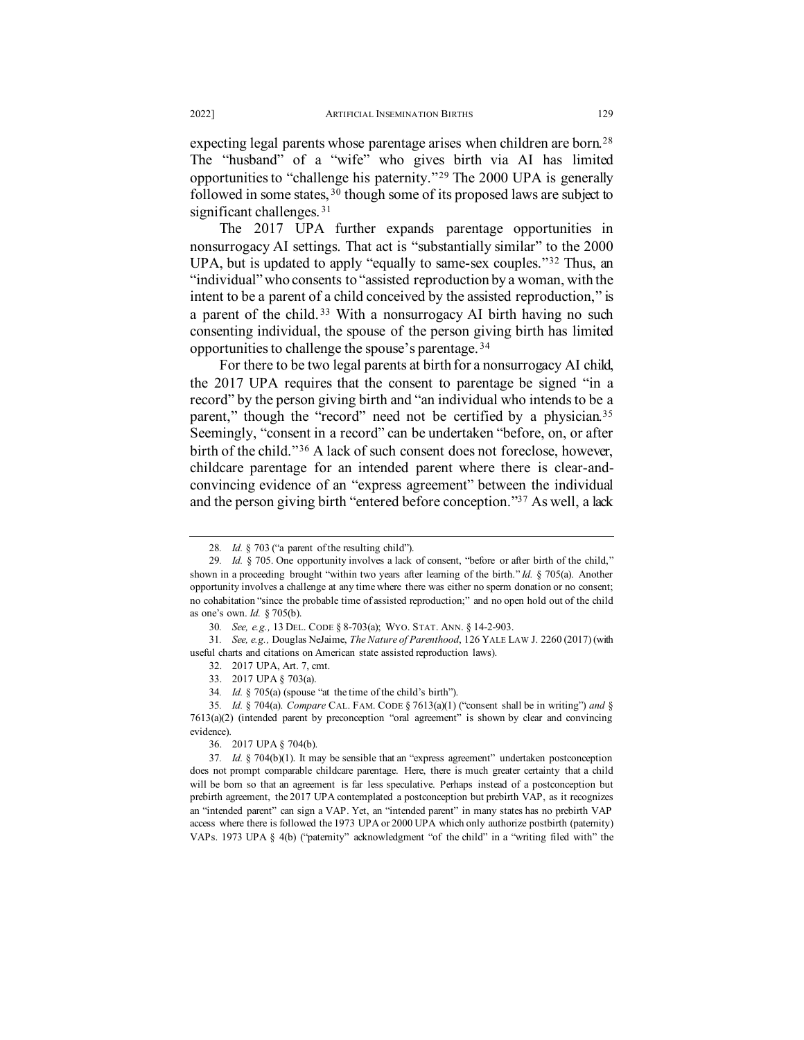expecting legal parents whose parentage arises when children are born.[28] The "husband" of a "wife" who gives birth via AI has limited opportunities to "challenge his paternity."[29] The 2000 UPA is generally followed in some states,[30] though some of its proposed laws are subject to significant challenges.[31]

The 2017 UPA further expands parentage opportunities in nonsurrogacy AI settings. That act is "substantially similar" to the 2000 UPA, but is updated to apply "equally to same-sex couples."[32] Thus, an "individual" who consents to "assisted reproduction by a woman, with the intent to be a parent of a child conceived by the assisted reproduction," is a parent of the child.[33] With a nonsurrogacy AI birth having no such consenting individual, the spouse of the person giving birth has limited opportunities to challenge the spouse's parentage.[34]

For there to be two legal parents at birth for a nonsurrogacy AI child, the 2017 UPA requires that the consent to parentage be signed "in a record" by the person giving birth and "an individual who intends to be a parent," though the "record" need not be certified by a physician.[35] Seemingly, "consent in a record" can be undertaken "before, on, or after birth of the child."[36] A lack of such consent does not foreclose, however, childcare parentage for an intended parent where there is clear-and-convincing evidence of an "express agreement" between the individual and the person giving birth "entered before conception."[37] As well, a lack

---

28. *Id.* § 703 ("a parent of the resulting child").

29. *Id.* § 705. One opportunity involves a lack of consent, "before or after birth of the child," shown in a proceeding brought "within two years after learning of the birth." *Id.* § 705(a). Another opportunity involves a challenge at any time where there was either no sperm donation or no consent; no cohabitation "since the probable time of assisted reproduction;" and no open hold out of the child as one's own. *Id.* § 705(b).

30. *See, e.g.,* 13 DEL. CODE § 8-703(a); WYO. STAT. ANN. § 14-2-903.

31. *See, e.g.,* Douglas NeJaime, *The Nature of Parenthood*, 126 YALE LAW J. 2260 (2017) (with useful charts and citations on American state assisted reproduction laws).

32. 2017 UPA, Art. 7, cmt.

33. 2017 UPA § 703(a).

34. *Id.* § 705(a) (spouse "at the time of the child's birth").

35. *Id.* § 704(a). *Compare* CAL. FAM. CODE § 7613(a)(1) ("consent shall be in writing") *and* § 7613(a)(2) (intended parent by preconception "oral agreement" is shown by clear and convincing evidence).

36. 2017 UPA § 704(b).

37. *Id.* § 704(b)(1). It may be sensible that an "express agreement" undertaken postconception does not prompt comparable childcare parentage. Here, there is much greater certainty that a child will be born so that an agreement is far less speculative. Perhaps instead of a postconception but prebirth agreement, the 2017 UPA contemplated a postconception but prebirth VAP, as it recognizes an "intended parent" can sign a VAP. Yet, an "intended parent" in many states has no prebirth VAP access where there is followed the 1973 UPA or 2000 UPA which only authorize postbirth (paternity) VAPs. 1973 UPA § 4(b) ("paternity" acknowledgment "of the child" in a "writing filed with" the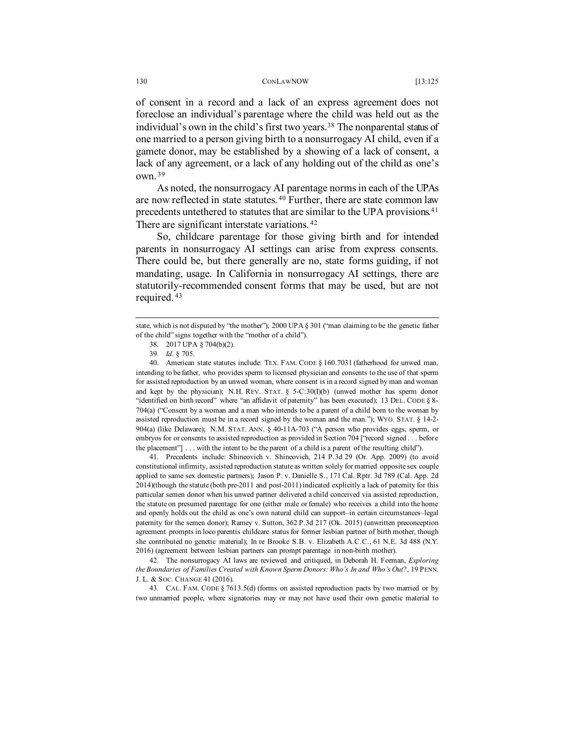of consent in a record and a lack of an express agreement does not foreclose an individual's parentage where the child was held out as the individual's own in the child's first two years.[38] The nonparental status of one married to a person giving birth to a nonsurrogacy AI child, even if a gamete donor, may be established by a showing of a lack of consent, a lack of any agreement, or a lack of any holding out of the child as one's own.[39]

As noted, the nonsurrogacy AI parentage norms in each of the UPAs are now reflected in state statutes.[40] Further, there are state common law precedents untethered to statutes that are similar to the UPA provisions.[41] There are significant interstate variations.[42]

So, childcare parentage for those giving birth and for intended parents in nonsurrogacy AI settings can arise from express consents. There could be, but there generally are no, state forms guiding, if not mandating, usage. In California in nonsurrogacy AI settings, there are statutorily-recommended consent forms that may be used, but are not required.[43]

---

state, which is not disputed by "the mother"); 2000 UPA § 301 ("man claiming to be the genetic father of the child" signs together with the "mother of a child").

38. 2017 UPA § 704(b)(2).

39. *Id.* § 705.

40. American state statutes include: TEX. FAM. CODE § 160.7031 (fatherhood for unwed man, intending to be father, who provides sperm to licensed physician and consents to the use of that sperm for assisted reproduction by an unwed woman, where consent is in a record signed by man and woman and kept by the physician); N.H. REV. STAT. § 5-C:30(I)(b) (unwed mother has sperm donor "identified on birth record" where "an affidavit of paternity" has been executed); 13 DEL. CODE § 8-704(a) ("Consent by a woman and a man who intends to be a parent of a child born to the woman by assisted reproduction must be in a record signed by the woman and the man."); WYO. STAT. § 14-2-904(a) (like Delaware); N.M. STAT. ANN. § 40-11A-703 ("A person who provides eggs, sperm, or embryos for or consents to assisted reproduction as provided in Section 704 ["record signed . . . before the placement"] . . . with the intent to be the parent of a child is a parent of the resulting child").

41. Precedents include: Shineovich v. Shineovich, 214 P.3d 29 (Or. App. 2009) (to avoid constitutional infirmity, assisted reproduction statute as written solely for married opposite sex couple applied to same sex domestic partners); Jason P. v. Danielle S., 171 Cal. Rptr. 3d 789 (Cal. App. 2d 2014)(though the statute (both pre-2011 and post-2011) indicated explicitly a lack of paternity for this particular semen donor when his unwed partner delivered a child conceived via assisted reproduction, the statute on presumed parentage for one (either male or female) who receives a child into the home and openly holds out the child as one's own natural child can support–in certain circumstances–legal paternity for the semen donor); Ramey v. Sutton, 362 P.3d 217 (Ok. 2015) (unwritten preconception agreement prompts in loco parentis childcare status for former lesbian partner of birth mother, though she contributed no genetic material); In re Brooke S.B. v. Elizabeth A.C.C., 61 N.E. 3d 488 (N.Y. 2016) (agreement between lesbian partners can prompt parentage in non-birth mother).

42. The nonsurrogacy AI laws are reviewed and critiqued, in Deborah H. Forman, *Exploring the Boundaries of Families Created with Known Sperm Donors: Who's In and Who's Out*?, 19 PENN. J. L. & SOC. CHANGE 41 (2016).

43. CAL. FAM. CODE § 7613.5(d) (forms on assisted reproduction pacts by two married or by two unmarried people, where signatories may or may not have used their own genetic material to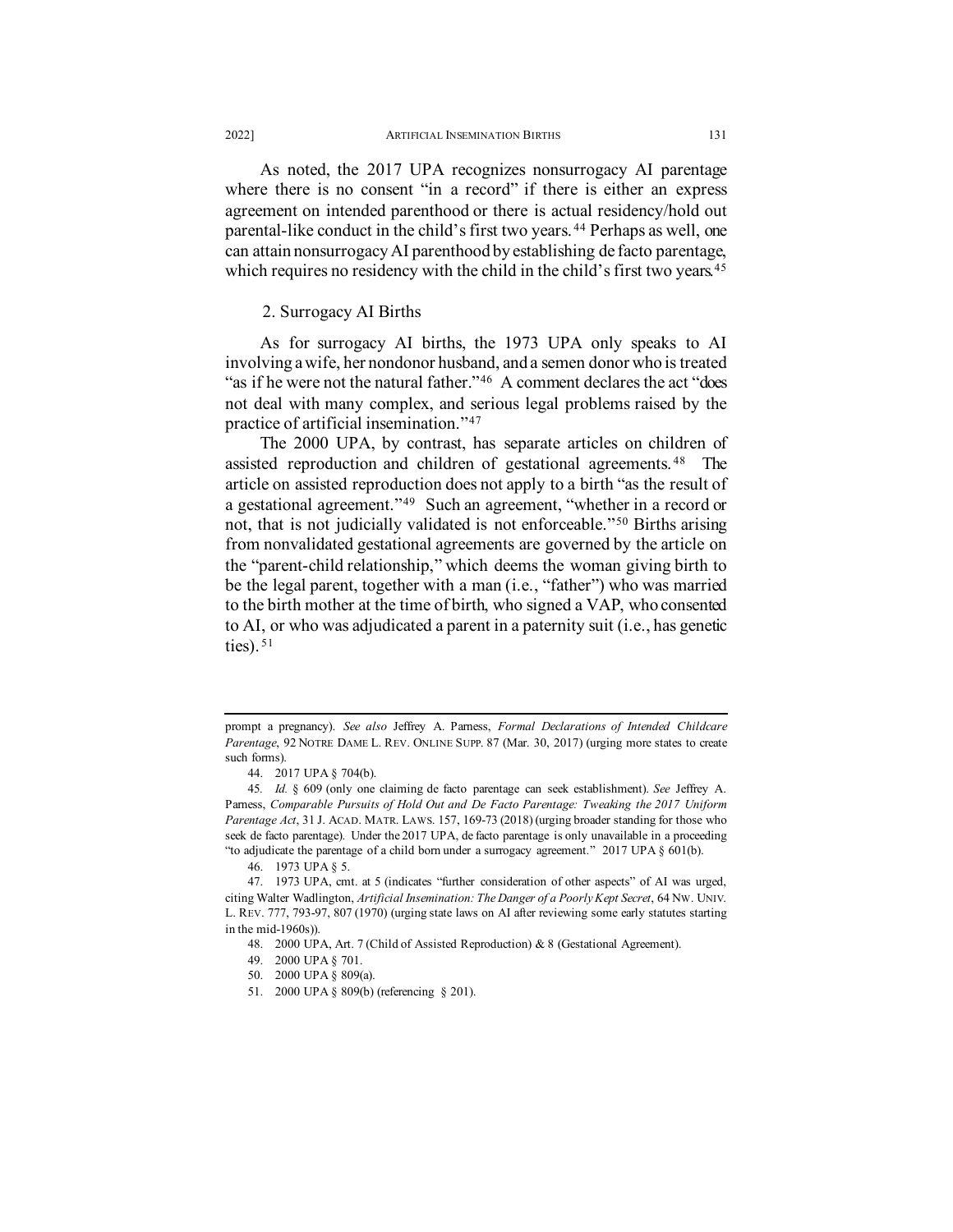As noted, the 2017 UPA recognizes nonsurrogacy AI parentage where there is no consent "in a record" if there is either an express agreement on intended parenthood or there is actual residency/hold out parental-like conduct in the child's first two years.[44] Perhaps as well, one can attain nonsurrogacy AI parenthood by establishing de facto parentage, which requires no residency with the child in the child's first two years.[45]

### 2. Surrogacy AI Births

As for surrogacy AI births, the 1973 UPA only speaks to AI involving a wife, her nondonor husband, and a semen donor who is treated "as if he were not the natural father."[46] A comment declares the act "does not deal with many complex, and serious legal problems raised by the practice of artificial insemination."[47]

The 2000 UPA, by contrast, has separate articles on children of assisted reproduction and children of gestational agreements.[48] The article on assisted reproduction does not apply to a birth "as the result of a gestational agreement."[49] Such an agreement, "whether in a record or not, that is not judicially validated is not enforceable."[50] Births arising from nonvalidated gestational agreements are governed by the article on the "parent-child relationship," which deems the woman giving birth to be the legal parent, together with a man (i.e., "father") who was married to the birth mother at the time of birth, who signed a VAP, who consented to AI, or who was adjudicated a parent in a paternity suit (i.e., has genetic ties).[51]

---

prompt a pregnancy). *See also* Jeffrey A. Parness, *Formal Declarations of Intended Childcare Parentage*, 92 NOTRE DAME L. REV. ONLINE SUPP. 87 (Mar. 30, 2017) (urging more states to create such forms).

44. 2017 UPA § 704(b).

45. *Id.* § 609 (only one claiming de facto parentage can seek establishment). *See* Jeffrey A. Parness, *Comparable Pursuits of Hold Out and De Facto Parentage: Tweaking the 2017 Uniform Parentage Act*, 31 J. ACAD. MATR. LAWS. 157, 169-73 (2018) (urging broader standing for those who seek de facto parentage). Under the 2017 UPA, de facto parentage is only unavailable in a proceeding "to adjudicate the parentage of a child born under a surrogacy agreement." 2017 UPA § 601(b).

46. 1973 UPA § 5.

47. 1973 UPA, cmt. at 5 (indicates "further consideration of other aspects" of AI was urged, citing Walter Wadlington, *Artificial Insemination: The Danger of a Poorly Kept Secret*, 64 NW. UNIV. L. REV. 777, 793-97, 807 (1970) (urging state laws on AI after reviewing some early statutes starting in the mid-1960s)).

48. 2000 UPA, Art. 7 (Child of Assisted Reproduction) & 8 (Gestational Agreement).

49. 2000 UPA § 701.

50. 2000 UPA § 809(a).

51. 2000 UPA § 809(b) (referencing § 201).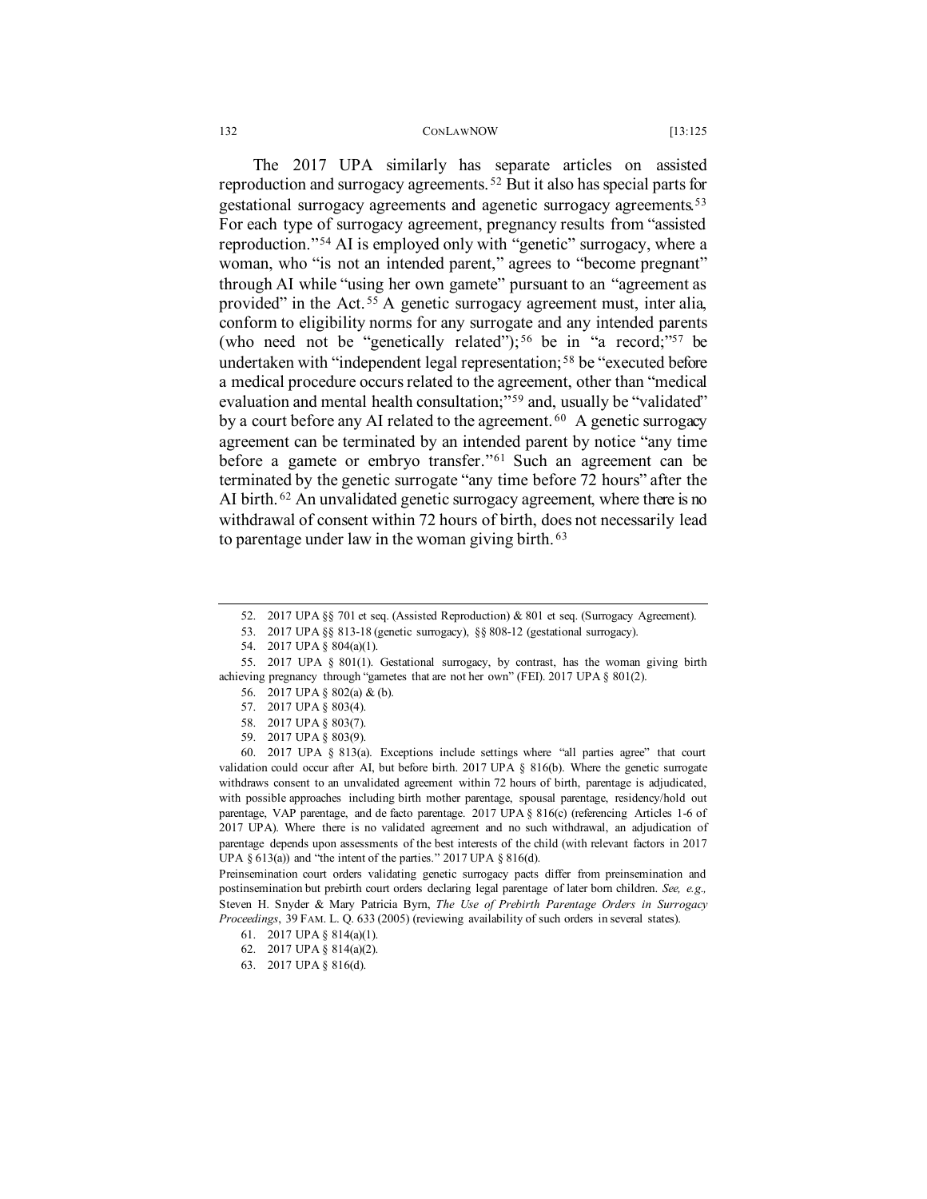The 2017 UPA similarly has separate articles on assisted reproduction and surrogacy agreements.[52] But it also has special parts for gestational surrogacy agreements and agenetic surrogacy agreements.[53] For each type of surrogacy agreement, pregnancy results from "assisted reproduction."[54] AI is employed only with "genetic" surrogacy, where a woman, who "is not an intended parent," agrees to "become pregnant" through AI while "using her own gamete" pursuant to an "agreement as provided" in the Act.[55] A genetic surrogacy agreement must, inter alia, conform to eligibility norms for any surrogate and any intended parents (who need not be "genetically related");[56] be in "a record;"[57] be undertaken with "independent legal representation;[58] be "executed before a medical procedure occurs related to the agreement, other than "medical evaluation and mental health consultation;"[59] and, usually be "validated" by a court before any AI related to the agreement.[60] A genetic surrogacy agreement can be terminated by an intended parent by notice "any time before a gamete or embryo transfer."[61] Such an agreement can be terminated by the genetic surrogate "any time before 72 hours" after the AI birth.[62] An unvalidated genetic surrogacy agreement, where there is no withdrawal of consent within 72 hours of birth, does not necessarily lead to parentage under law in the woman giving birth.[63]

---

52. 2017 UPA §§ 701 et seq. (Assisted Reproduction) & 801 et seq. (Surrogacy Agreement).

53. 2017 UPA §§ 813-18 (genetic surrogacy), §§ 808-12 (gestational surrogacy).

54. 2017 UPA § 804(a)(1).

55. 2017 UPA § 801(1). Gestational surrogacy, by contrast, has the woman giving birth achieving pregnancy through "gametes that are not her own" (FEI). 2017 UPA § 801(2).

56. 2017 UPA § 802(a) & (b).

57. 2017 UPA § 803(4).

58. 2017 UPA § 803(7).

59. 2017 UPA § 803(9).

60. 2017 UPA § 813(a). Exceptions include settings where "all parties agree" that court validation could occur after AI, but before birth. 2017 UPA § 816(b). Where the genetic surrogate withdraws consent to an unvalidated agreement within 72 hours of birth, parentage is adjudicated, with possible approaches including birth mother parentage, spousal parentage, residency/hold out parentage, VAP parentage, and de facto parentage. 2017 UPA § 816(c) (referencing Articles 1-6 of 2017 UPA). Where there is no validated agreement and no such withdrawal, an adjudication of parentage depends upon assessments of the best interests of the child (with relevant factors in 2017 UPA § 613(a)) and "the intent of the parties." 2017 UPA § 816(d).

Preinsemination court orders validating genetic surrogacy pacts differ from preinsemination and postinsemination but prebirth court orders declaring legal parentage of later born children. *See, e.g.,* Steven H. Snyder & Mary Patricia Byrn, *The Use of Prebirth Parentage Orders in Surrogacy Proceedings*, 39 FAM. L. Q. 633 (2005) (reviewing availability of such orders in several states).

61. 2017 UPA § 814(a)(1).

62. 2017 UPA § 814(a)(2).

63. 2017 UPA § 816(d).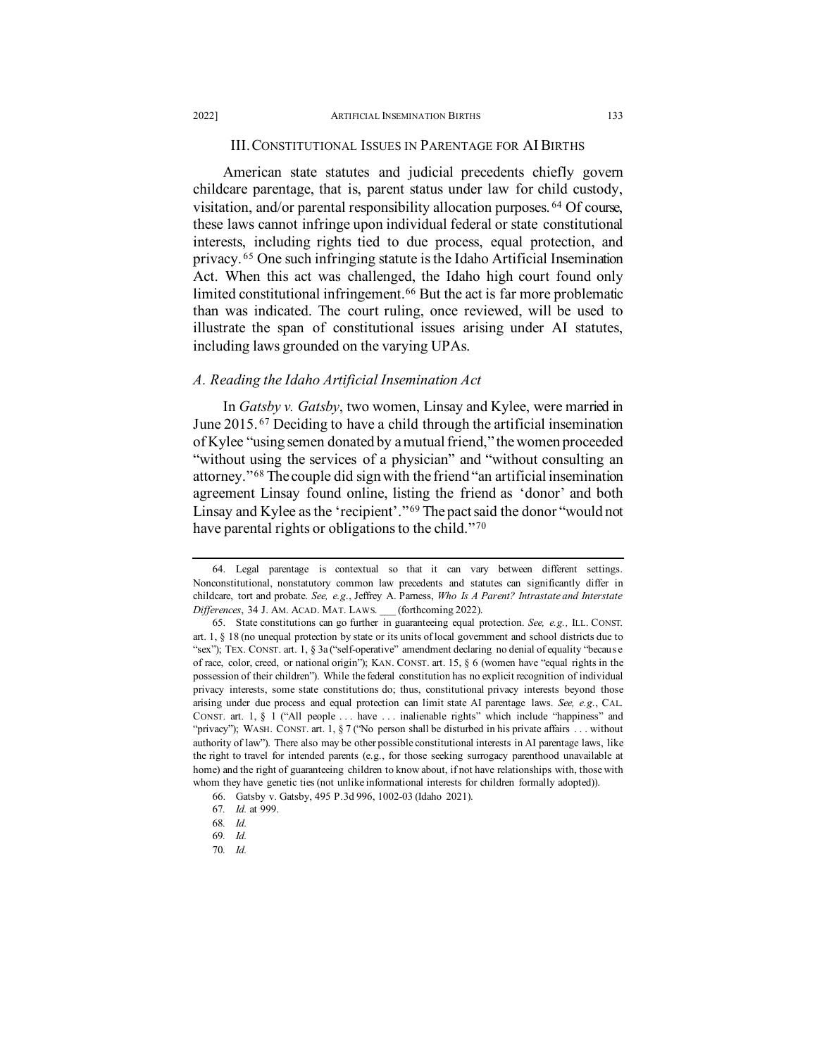## III. CONSTITUTIONAL ISSUES IN PARENTAGE FOR AI BIRTHS

American state statutes and judicial precedents chiefly govern childcare parentage, that is, parent status under law for child custody, visitation, and/or parental responsibility allocation purposes.[64] Of course, these laws cannot infringe upon individual federal or state constitutional interests, including rights tied to due process, equal protection, and privacy.[65] One such infringing statute is the Idaho Artificial Insemination Act. When this act was challenged, the Idaho high court found only limited constitutional infringement.[66] But the act is far more problematic than was indicated. The court ruling, once reviewed, will be used to illustrate the span of constitutional issues arising under AI statutes, including laws grounded on the varying UPAs.

### *A. Reading the Idaho Artificial Insemination Act*

In *Gatsby v. Gatsby*, two women, Linsay and Kylee, were married in June 2015.[67] Deciding to have a child through the artificial insemination of Kylee "using semen donated by a mutual friend," the women proceeded "without using the services of a physician" and "without consulting an attorney."[68] The couple did sign with the friend "an artificial insemination agreement Linsay found online, listing the friend as 'donor' and both Linsay and Kylee as the 'recipient'."[69] The pact said the donor "would not have parental rights or obligations to the child."[70]

---

64. Legal parentage is contextual so that it can vary between different settings. Nonconstitutional, nonstatutory common law precedents and statutes can significantly differ in childcare, tort and probate. *See, e.g.*, Jeffrey A. Parness, *Who Is A Parent? Intrastate and Interstate Differences*, 34 J. AM. ACAD. MAT. LAWS. ___ (forthcoming 2022).

65. State constitutions can go further in guaranteeing equal protection. *See, e.g.,* ILL. CONST. art. 1, § 18 (no unequal protection by state or its units of local government and school districts due to "sex"); TEX. CONST. art. 1, § 3a ("self-operative" amendment declaring no denial of equality "because of race, color, creed, or national origin"); KAN. CONST. art. 15, § 6 (women have "equal rights in the possession of their children"). While the federal constitution has no explicit recognition of individual privacy interests, some state constitutions do; thus, constitutional privacy interests beyond those arising under due process and equal protection can limit state AI parentage laws. *See, e.g.*, CAL. CONST. art. 1, § 1 ("All people . . . have . . . inalienable rights" which include "happiness" and "privacy"); WASH. CONST. art. 1, § 7 ("No person shall be disturbed in his private affairs . . . without authority of law"). There also may be other possible constitutional interests in AI parentage laws, like the right to travel for intended parents (e.g., for those seeking surrogacy parenthood unavailable at home) and the right of guaranteeing children to know about, if not have relationships with, those with whom they have genetic ties (not unlike informational interests for children formally adopted)).

66. Gatsby v. Gatsby, 495 P.3d 996, 1002-03 (Idaho 2021).

67. *Id.* at 999.

68. *Id.*

69. *Id.*

70. *Id.*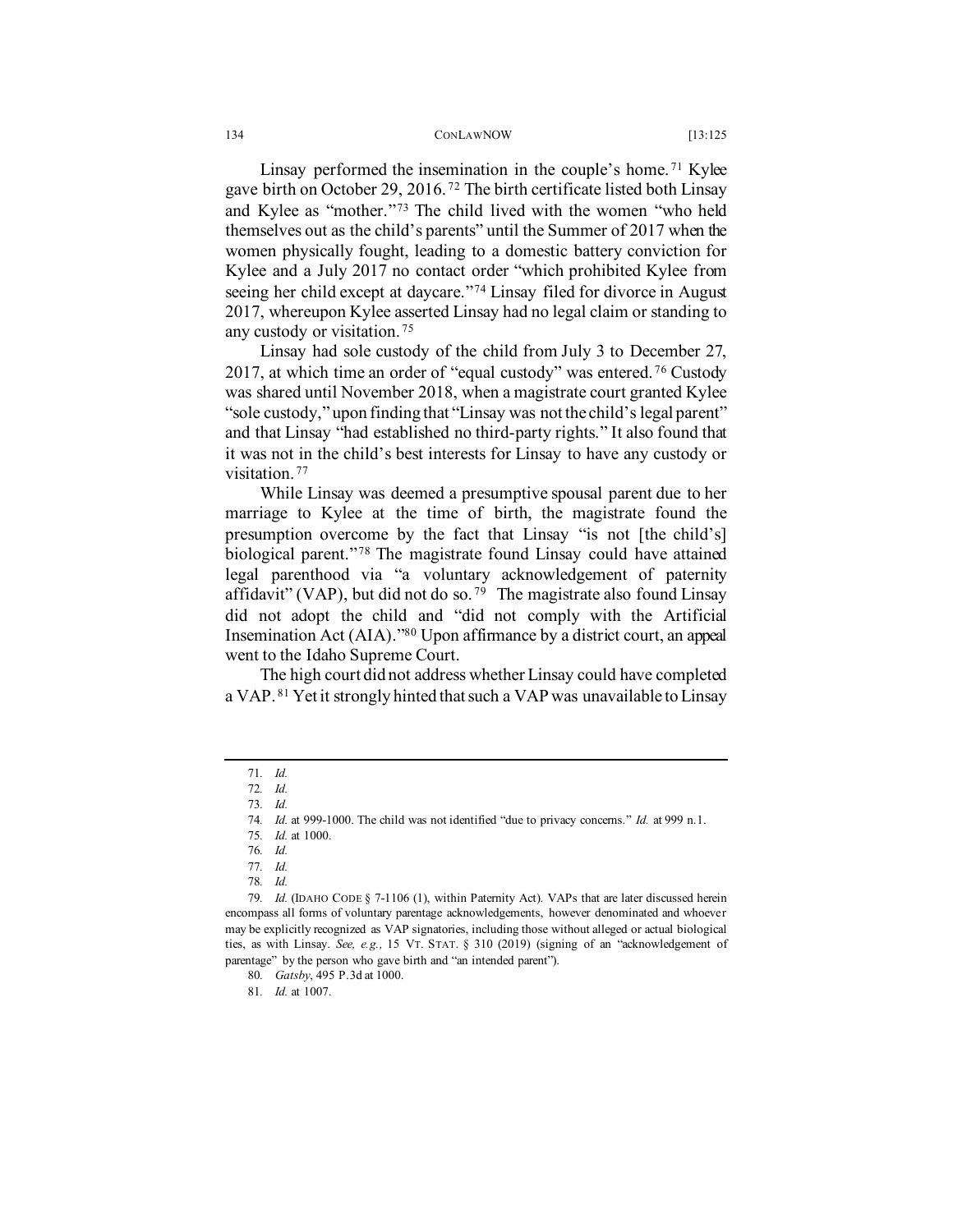Linsay performed the insemination in the couple's home.[71] Kylee gave birth on October 29, 2016.[72] The birth certificate listed both Linsay and Kylee as "mother."[73] The child lived with the women "who held themselves out as the child's parents" until the Summer of 2017 when the women physically fought, leading to a domestic battery conviction for Kylee and a July 2017 no contact order "which prohibited Kylee from seeing her child except at daycare."[74] Linsay filed for divorce in August 2017, whereupon Kylee asserted Linsay had no legal claim or standing to any custody or visitation.[75]

Linsay had sole custody of the child from July 3 to December 27, 2017, at which time an order of "equal custody" was entered.[76] Custody was shared until November 2018, when a magistrate court granted Kylee "sole custody," upon finding that "Linsay was not the child's legal parent" and that Linsay "had established no third-party rights." It also found that it was not in the child's best interests for Linsay to have any custody or visitation.[77]

While Linsay was deemed a presumptive spousal parent due to her marriage to Kylee at the time of birth, the magistrate found the presumption overcome by the fact that Linsay "is not [the child's] biological parent."[78] The magistrate found Linsay could have attained legal parenthood via "a voluntary acknowledgement of paternity affidavit" (VAP), but did not do so.[79] The magistrate also found Linsay did not adopt the child and "did not comply with the Artificial Insemination Act (AIA)."[80] Upon affirmance by a district court, an appeal went to the Idaho Supreme Court.

The high court did not address whether Linsay could have completed a VAP.[81] Yet it strongly hinted that such a VAP was unavailable to Linsay

---

71. *Id.*

72. *Id.*

73. *Id.*

74. *Id.* at 999-1000. The child was not identified "due to privacy concerns." *Id.* at 999 n.1.

75. *Id.* at 1000.

76. *Id.*

77. *Id.*

78. *Id.*

79. *Id.* (IDAHO CODE § 7-1106 (1), within Paternity Act). VAPs that are later discussed herein encompass all forms of voluntary parentage acknowledgements, however denominated and whoever may be explicitly recognized as VAP signatories, including those without alleged or actual biological ties, as with Linsay. *See, e.g.,* 15 VT. STAT. § 310 (2019) (signing of an "acknowledgement of parentage" by the person who gave birth and "an intended parent").

80. *Gatsby*, 495 P.3d at 1000.

81. *Id.* at 1007.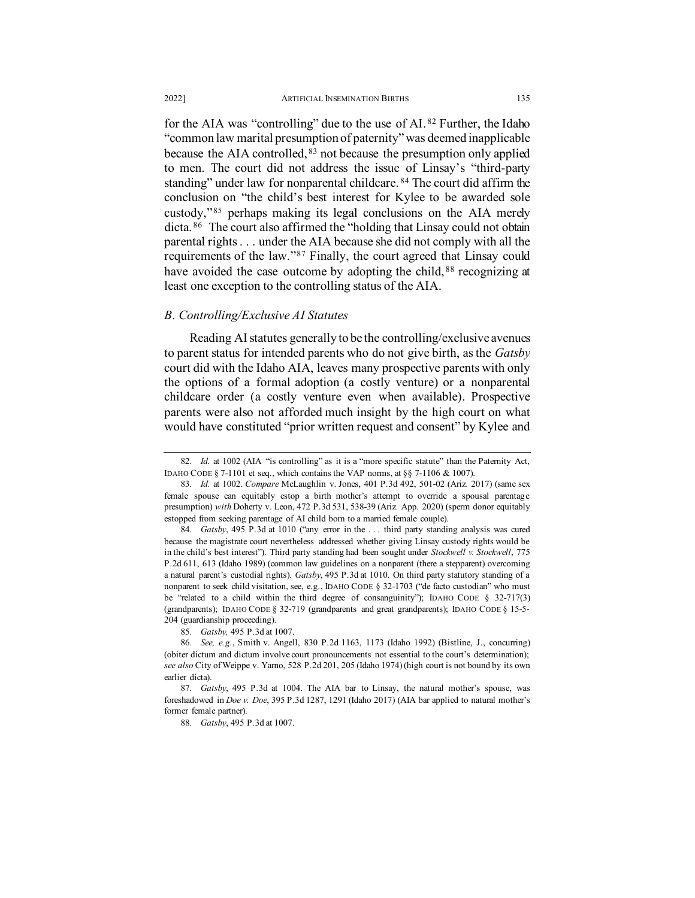for the AIA was "controlling" due to the use of AI.[82] Further, the Idaho "common law marital presumption of paternity" was deemed inapplicable because the AIA controlled,[83] not because the presumption only applied to men. The court did not address the issue of Linsay's "third-party standing" under law for nonparental childcare.[84] The court did affirm the conclusion on "the child's best interest for Kylee to be awarded sole custody,"[85] perhaps making its legal conclusions on the AIA merely dicta.[86] The court also affirmed the "holding that Linsay could not obtain parental rights . . . under the AIA because she did not comply with all the requirements of the law."[87] Finally, the court agreed that Linsay could have avoided the case outcome by adopting the child,[88] recognizing at least one exception to the controlling status of the AIA.

### *B. Controlling/Exclusive AI Statutes*

Reading AI statutes generally to be the controlling/exclusive avenues to parent status for intended parents who do not give birth, as the *Gatsby* court did with the Idaho AIA, leaves many prospective parents with only the options of a formal adoption (a costly venture) or a nonparental childcare order (a costly venture even when available). Prospective parents were also not afforded much insight by the high court on what would have constituted "prior written request and consent" by Kylee and

---

82. *Id.* at 1002 (AIA "is controlling" as it is a "more specific statute" than the Paternity Act, IDAHO CODE § 7-1101 et seq., which contains the VAP norms, at §§ 7-1106 & 1007).

83. *Id.* at 1002. *Compare* McLaughlin v. Jones, 401 P.3d 492, 501-02 (Ariz. 2017) (same sex female spouse can equitably estop a birth mother's attempt to override a spousal parentage presumption) *with* Doherty v. Leon, 472 P.3d 531, 538-39 (Ariz. App. 2020) (sperm donor equitably estopped from seeking parentage of AI child born to a married female couple).

84. *Gatsby*, 495 P.3d at 1010 ("any error in the . . . third party standing analysis was cured because the magistrate court nevertheless addressed whether giving Linsay custody rights would be in the child's best interest"). Third party standing had been sought under *Stockwell v. Stockwell*, 775 P.2d 611, 613 (Idaho 1989) (common law guidelines on a nonparent (there a stepparent) overcoming a natural parent's custodial rights). *Gatsby*, 495 P.3d at 1010. On third party statutory standing of a nonparent to seek child visitation, see, e.g., IDAHO CODE § 32-1703 ("de facto custodian" who must be "related to a child within the third degree of consanguinity"); IDAHO CODE § 32-717(3) (grandparents); IDAHO CODE § 32-719 (grandparents and great grandparents); IDAHO CODE § 15-5-204 (guardianship proceeding).

85. *Gatsby,* 495 P.3d at 1007.

86. *See, e.g.*, Smith v. Angell, 830 P.2d 1163, 1173 (Idaho 1992) (Bistline, J., concurring) (obiter dictum and dictum involve court pronouncements not essential to the court's determination); *see also* City of Weippe v. Yarno, 528 P.2d 201, 205 (Idaho 1974) (high court is not bound by its own earlier dicta).

87. *Gatsby*, 495 P.3d at 1004. The AIA bar to Linsay, the natural mother's spouse, was foreshadowed in *Doe v. Doe*, 395 P.3d 1287, 1291 (Idaho 2017) (AIA bar applied to natural mother's former female partner).

88. *Gatsby*, 495 P.3d at 1007.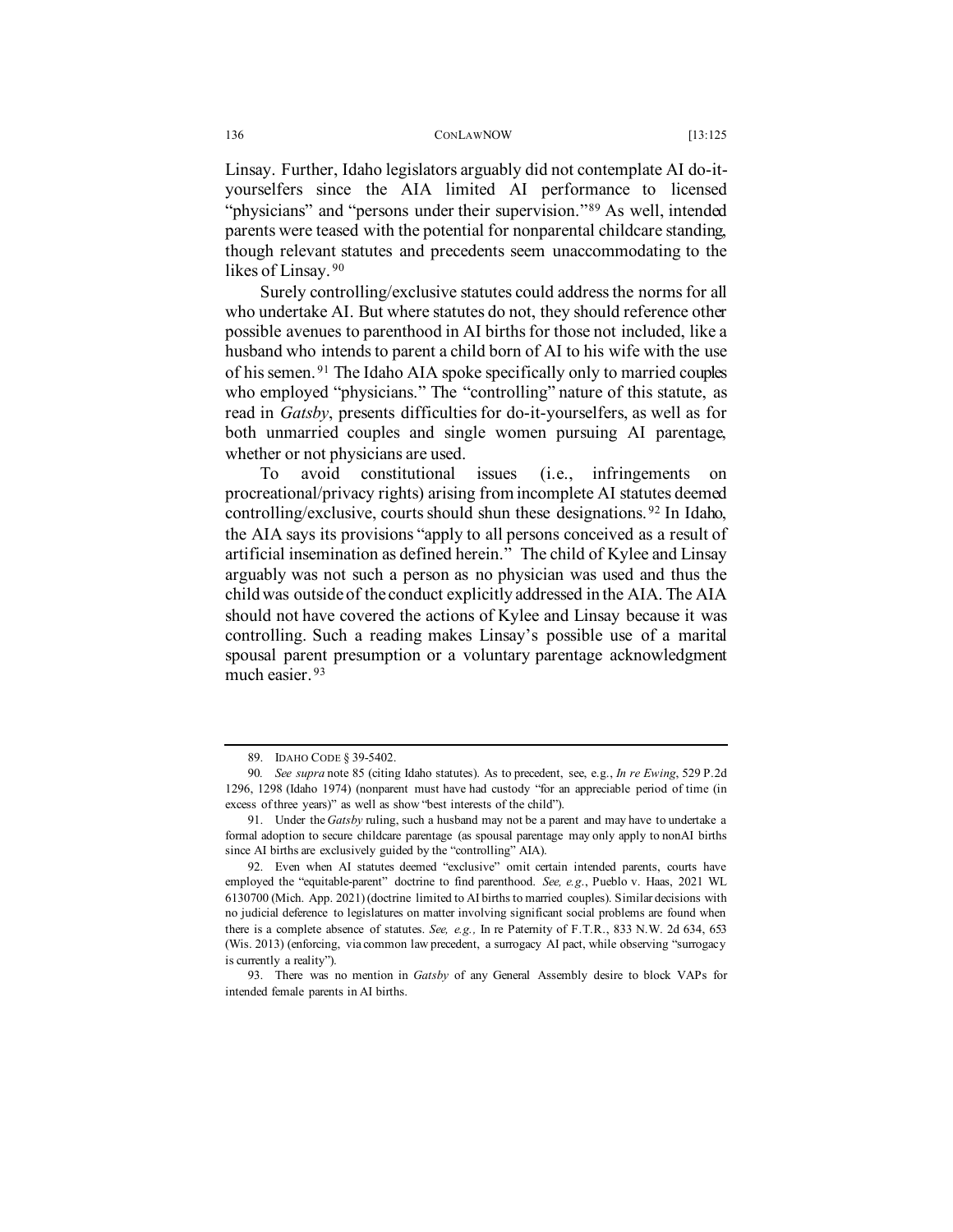Linsay. Further, Idaho legislators arguably did not contemplate AI do-it-yourselfers since the AIA limited AI performance to licensed "physicians" and "persons under their supervision."[89] As well, intended parents were teased with the potential for nonparental childcare standing, though relevant statutes and precedents seem unaccommodating to the likes of Linsay.[90]

Surely controlling/exclusive statutes could address the norms for all who undertake AI. But where statutes do not, they should reference other possible avenues to parenthood in AI births for those not included, like a husband who intends to parent a child born of AI to his wife with the use of his semen.[91] The Idaho AIA spoke specifically only to married couples who employed "physicians." The "controlling" nature of this statute, as read in *Gatsby*, presents difficulties for do-it-yourselfers, as well as for both unmarried couples and single women pursuing AI parentage, whether or not physicians are used.

To avoid constitutional issues (i.e., infringements on procreational/privacy rights) arising from incomplete AI statutes deemed controlling/exclusive, courts should shun these designations.[92] In Idaho, the AIA says its provisions "apply to all persons conceived as a result of artificial insemination as defined herein." The child of Kylee and Linsay arguably was not such a person as no physician was used and thus the child was outside of the conduct explicitly addressed in the AIA. The AIA should not have covered the actions of Kylee and Linsay because it was controlling. Such a reading makes Linsay's possible use of a marital spousal parent presumption or a voluntary parentage acknowledgment much easier.[93]

---

89. IDAHO CODE § 39-5402.

90. *See supra* note 85 (citing Idaho statutes). As to precedent, see, e.g., *In re Ewing*, 529 P.2d 1296, 1298 (Idaho 1974) (nonparent must have had custody "for an appreciable period of time (in excess of three years)" as well as show "best interests of the child").

91. Under the *Gatsby* ruling, such a husband may not be a parent and may have to undertake a formal adoption to secure childcare parentage (as spousal parentage may only apply to nonAI births since AI births are exclusively guided by the "controlling" AIA).

92. Even when AI statutes deemed "exclusive" omit certain intended parents, courts have employed the "equitable-parent" doctrine to find parenthood. *See, e.g.*, Pueblo v. Haas, 2021 WL 6130700 (Mich. App. 2021) (doctrine limited to AI births to married couples). Similar decisions with no judicial deference to legislatures on matter involving significant social problems are found when there is a complete absence of statutes. *See, e.g.,* In re Paternity of F.T.R., 833 N.W. 2d 634, 653 (Wis. 2013) (enforcing, via common law precedent, a surrogacy AI pact, while observing "surrogacy is currently a reality").

93. There was no mention in *Gatsby* of any General Assembly desire to block VAPs for intended female parents in AI births.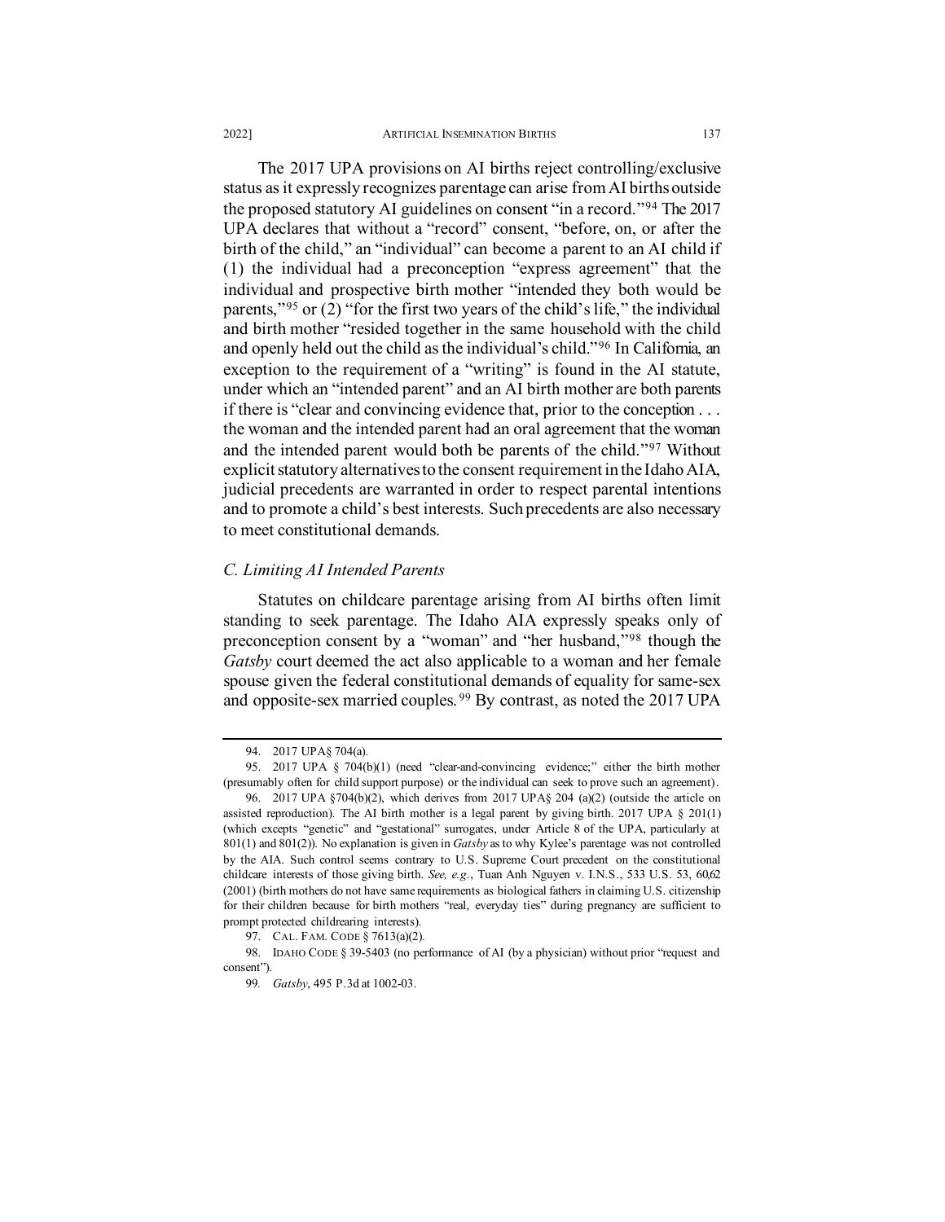The 2017 UPA provisions on AI births reject controlling/exclusive status as it expressly recognizes parentage can arise from AI births outside the proposed statutory AI guidelines on consent "in a record."[94] The 2017 UPA declares that without a "record" consent, "before, on, or after the birth of the child," an "individual" can become a parent to an AI child if (1) the individual had a preconception "express agreement" that the individual and prospective birth mother "intended they both would be parents,"[95] or (2) "for the first two years of the child's life," the individual and birth mother "resided together in the same household with the child and openly held out the child as the individual's child."[96] In California, an exception to the requirement of a "writing" is found in the AI statute, under which an "intended parent" and an AI birth mother are both parents if there is "clear and convincing evidence that, prior to the conception . . . the woman and the intended parent had an oral agreement that the woman and the intended parent would both be parents of the child."[97] Without explicit statutory alternatives to the consent requirement in the Idaho AIA, judicial precedents are warranted in order to respect parental intentions and to promote a child's best interests. Such precedents are also necessary to meet constitutional demands.

### *C. Limiting AI Intended Parents*

Statutes on childcare parentage arising from AI births often limit standing to seek parentage. The Idaho AIA expressly speaks only of preconception consent by a "woman" and "her husband,"[98] though the *Gatsby* court deemed the act also applicable to a woman and her female spouse given the federal constitutional demands of equality for same-sex and opposite-sex married couples.[99] By contrast, as noted the 2017 UPA

---

94. 2017 UPA§ 704(a).

95. 2017 UPA § 704(b)(1) (need "clear-and-convincing evidence;" either the birth mother (presumably often for child support purpose) or the individual can seek to prove such an agreement).

96. 2017 UPA §704(b)(2), which derives from 2017 UPA§ 204 (a)(2) (outside the article on assisted reproduction). The AI birth mother is a legal parent by giving birth. 2017 UPA § 201(1) (which excepts "genetic" and "gestational" surrogates, under Article 8 of the UPA, particularly at 801(1) and 801(2)). No explanation is given in *Gatsby* as to why Kylee's parentage was not controlled by the AIA. Such control seems contrary to U.S. Supreme Court precedent on the constitutional childcare interests of those giving birth. *See, e.g.*, Tuan Anh Nguyen v. I.N.S., 533 U.S. 53, 60,62 (2001) (birth mothers do not have same requirements as biological fathers in claiming U.S. citizenship for their children because for birth mothers "real, everyday ties" during pregnancy are sufficient to prompt protected childrearing interests).

97. CAL. FAM. CODE § 7613(a)(2).

98. IDAHO CODE § 39-5403 (no performance of AI (by a physician) without prior "request and consent").

99. *Gatsby*, 495 P.3d at 1002-03.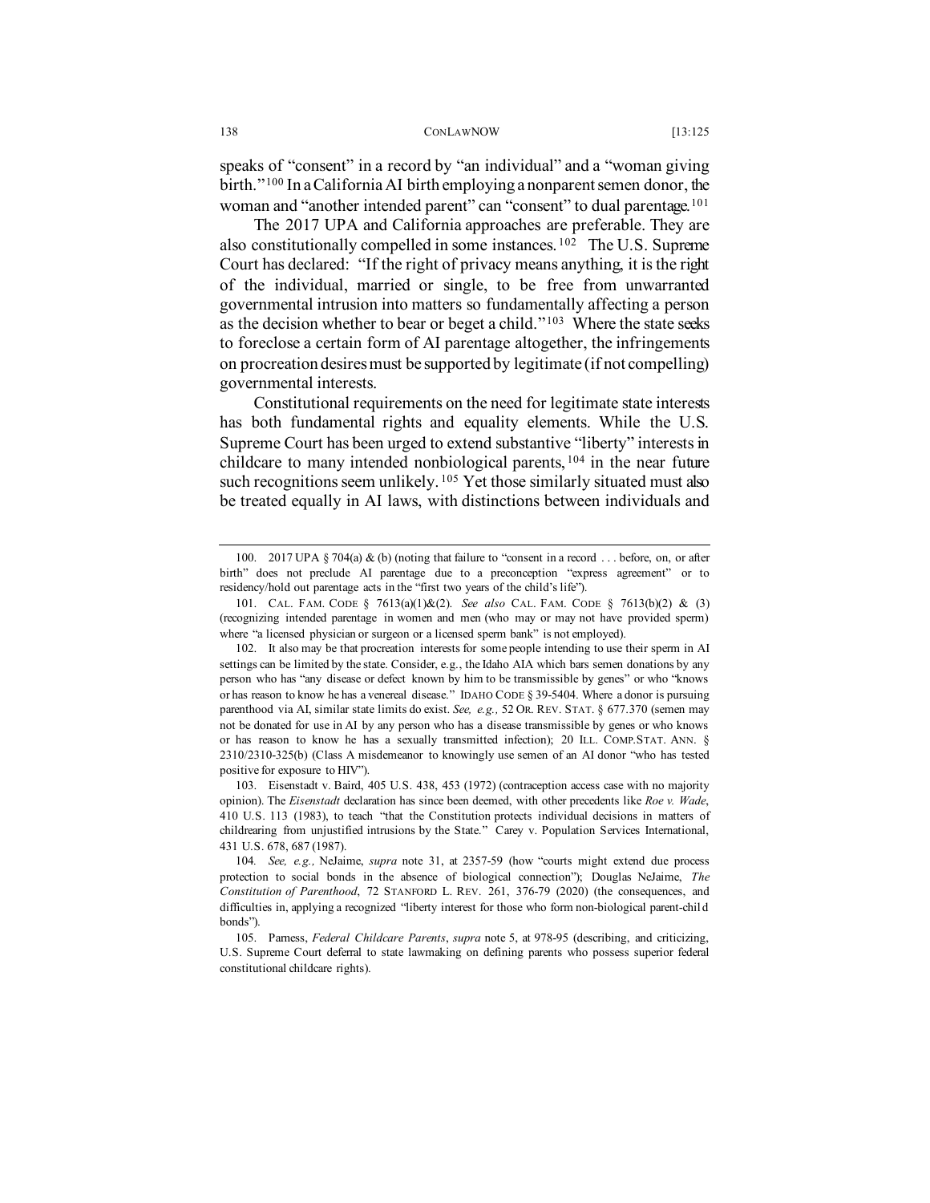speaks of "consent" in a record by "an individual" and a "woman giving birth."[100] In a California AI birth employing a nonparent semen donor, the woman and "another intended parent" can "consent" to dual parentage.[101]

The 2017 UPA and California approaches are preferable. They are also constitutionally compelled in some instances.[102] The U.S. Supreme Court has declared: "If the right of privacy means anything, it is the right of the individual, married or single, to be free from unwarranted governmental intrusion into matters so fundamentally affecting a person as the decision whether to bear or beget a child."[103] Where the state seeks to foreclose a certain form of AI parentage altogether, the infringements on procreation desires must be supported by legitimate (if not compelling) governmental interests.

Constitutional requirements on the need for legitimate state interests has both fundamental rights and equality elements. While the U.S. Supreme Court has been urged to extend substantive "liberty" interests in childcare to many intended nonbiological parents,[104] in the near future such recognitions seem unlikely.[105] Yet those similarly situated must also be treated equally in AI laws, with distinctions between individuals and

---

100. 2017 UPA § 704(a) & (b) (noting that failure to "consent in a record . . . before, on, or after birth" does not preclude AI parentage due to a preconception "express agreement" or to residency/hold out parentage acts in the "first two years of the child's life").

101. CAL. FAM. CODE § 7613(a)(1)&(2). *See also* CAL. FAM. CODE § 7613(b)(2) & (3) (recognizing intended parentage in women and men (who may or may not have provided sperm) where "a licensed physician or surgeon or a licensed sperm bank" is not employed).

102. It also may be that procreation interests for some people intending to use their sperm in AI settings can be limited by the state. Consider, e.g., the Idaho AIA which bars semen donations by any person who has "any disease or defect known by him to be transmissible by genes" or who "knows or has reason to know he has a venereal disease." IDAHO CODE § 39-5404. Where a donor is pursuing parenthood via AI, similar state limits do exist. *See, e.g.,* 52 OR. REV. STAT. § 677.370 (semen may not be donated for use in AI by any person who has a disease transmissible by genes or who knows or has reason to know he has a sexually transmitted infection); 20 ILL. COMP.STAT. ANN. § 2310/2310-325(b) (Class A misdemeanor to knowingly use semen of an AI donor "who has tested positive for exposure to HIV").

103. Eisenstadt v. Baird, 405 U.S. 438, 453 (1972) (contraception access case with no majority opinion). The *Eisenstadt* declaration has since been deemed, with other precedents like *Roe v. Wade*, 410 U.S. 113 (1983), to teach "that the Constitution protects individual decisions in matters of childrearing from unjustified intrusions by the State." Carey v. Population Services International, 431 U.S. 678, 687 (1987).

104. *See, e.g.,* NeJaime, *supra* note 31, at 2357-59 (how "courts might extend due process protection to social bonds in the absence of biological connection"); Douglas NeJaime, *The Constitution of Parenthood*, 72 STANFORD L. REV. 261, 376-79 (2020) (the consequences, and difficulties in, applying a recognized "liberty interest for those who form non-biological parent-child bonds").

105. Parness, *Federal Childcare Parents*, *supra* note 5, at 978-95 (describing, and criticizing, U.S. Supreme Court deferral to state lawmaking on defining parents who possess superior federal constitutional childcare rights).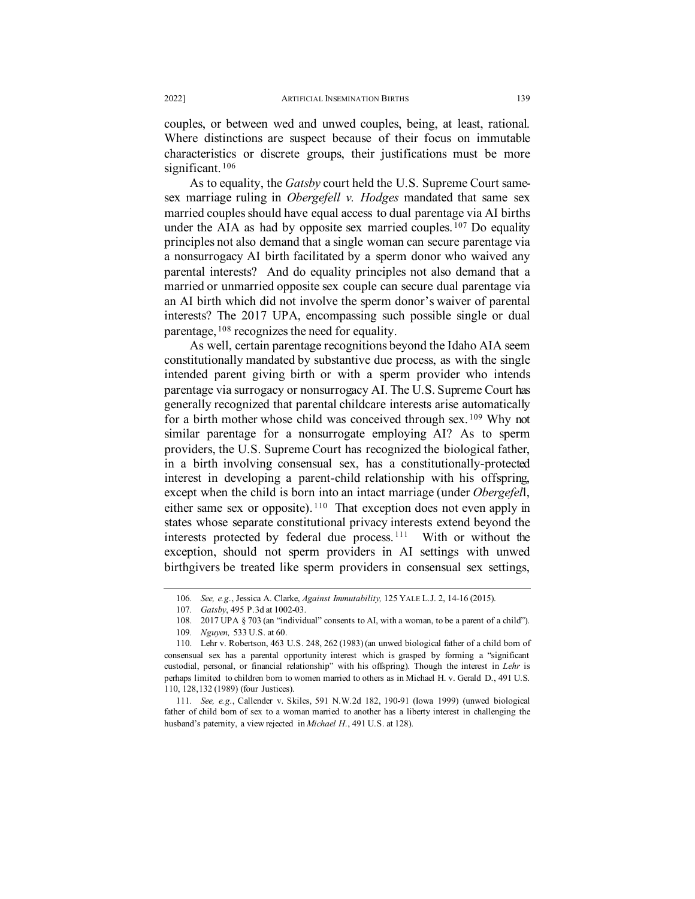couples, or between wed and unwed couples, being, at least, rational. Where distinctions are suspect because of their focus on immutable characteristics or discrete groups, their justifications must be more significant.[106]

As to equality, the *Gatsby* court held the U.S. Supreme Court same-sex marriage ruling in *Obergefell v. Hodges* mandated that same sex married couples should have equal access to dual parentage via AI births under the AIA as had by opposite sex married couples.[107] Do equality principles not also demand that a single woman can secure parentage via a nonsurrogacy AI birth facilitated by a sperm donor who waived any parental interests? And do equality principles not also demand that a married or unmarried opposite sex couple can secure dual parentage via an AI birth which did not involve the sperm donor's waiver of parental interests? The 2017 UPA, encompassing such possible single or dual parentage,[108] recognizes the need for equality.

As well, certain parentage recognitions beyond the Idaho AIA seem constitutionally mandated by substantive due process, as with the single intended parent giving birth or with a sperm provider who intends parentage via surrogacy or nonsurrogacy AI. The U.S. Supreme Court has generally recognized that parental childcare interests arise automatically for a birth mother whose child was conceived through sex.[109] Why not similar parentage for a nonsurrogate employing AI? As to sperm providers, the U.S. Supreme Court has recognized the biological father, in a birth involving consensual sex, has a constitutionally-protected interest in developing a parent-child relationship with his offspring, except when the child is born into an intact marriage (under *Obergefell*, either same sex or opposite).[110] That exception does not even apply in states whose separate constitutional privacy interests extend beyond the interests protected by federal due process.[111] With or without the exception, should not sperm providers in AI settings with unwed birthgivers be treated like sperm providers in consensual sex settings,

---

106. *See, e.g.*, Jessica A. Clarke, *Against Immutability,* 125 YALE L.J. 2, 14-16 (2015).

107. *Gatsby*, 495 P.3d at 1002-03.

108. 2017 UPA § 703 (an "individual" consents to AI, with a woman, to be a parent of a child").

109. *Nguyen,* 533 U.S. at 60.

110. Lehr v. Robertson, 463 U.S. 248, 262 (1983) (an unwed biological father of a child born of consensual sex has a parental opportunity interest which is grasped by forming a "significant custodial, personal, or financial relationship" with his offspring). Though the interest in *Lehr* is perhaps limited to children born to women married to others as in Michael H. v. Gerald D., 491 U.S. 110, 128,132 (1989) (four Justices).

111. *See, e.g.*, Callender v. Skiles, 591 N.W.2d 182, 190-91 (Iowa 1999) (unwed biological father of child born of sex to a woman married to another has a liberty interest in challenging the husband's paternity, a view rejected in *Michael H.*, 491 U.S. at 128).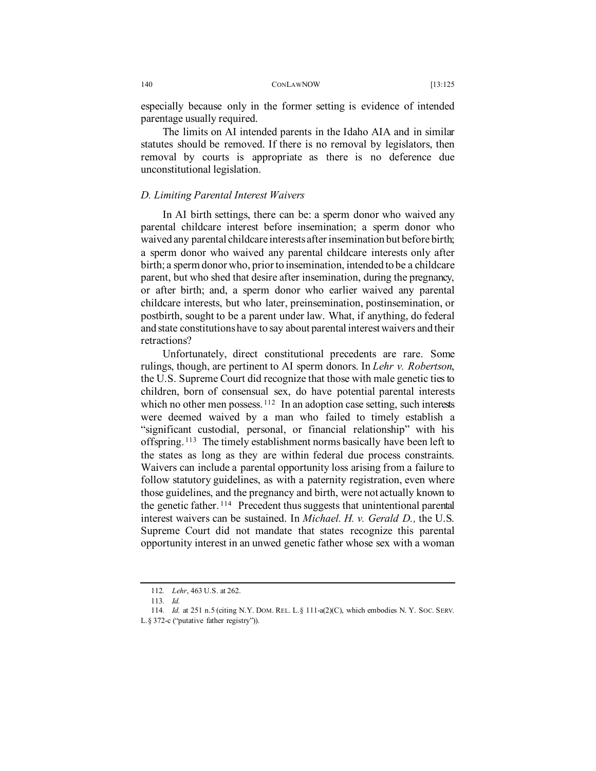especially because only in the former setting is evidence of intended parentage usually required.

The limits on AI intended parents in the Idaho AIA and in similar statutes should be removed. If there is no removal by legislators, then removal by courts is appropriate as there is no deference due unconstitutional legislation.

### *D. Limiting Parental Interest Waivers*

In AI birth settings, there can be: a sperm donor who waived any parental childcare interest before insemination; a sperm donor who waived any parental childcare interests after insemination but before birth; a sperm donor who waived any parental childcare interests only after birth; a sperm donor who, prior to insemination, intended to be a childcare parent, but who shed that desire after insemination, during the pregnancy, or after birth; and, a sperm donor who earlier waived any parental childcare interests, but who later, preinsemination, postinsemination, or postbirth, sought to be a parent under law. What, if anything, do federal and state constitutions have to say about parental interest waivers and their retractions?

Unfortunately, direct constitutional precedents are rare. Some rulings, though, are pertinent to AI sperm donors. In *Lehr v. Robertson*, the U.S. Supreme Court did recognize that those with male genetic ties to children, born of consensual sex, do have potential parental interests which no other men possess.[112] In an adoption case setting, such interests were deemed waived by a man who failed to timely establish a "significant custodial, personal, or financial relationship" with his offspring.[113] The timely establishment norms basically have been left to the states as long as they are within federal due process constraints. Waivers can include a parental opportunity loss arising from a failure to follow statutory guidelines, as with a paternity registration, even where those guidelines, and the pregnancy and birth, were not actually known to the genetic father.[114] Precedent thus suggests that unintentional parental interest waivers can be sustained. In *Michael. H. v. Gerald D.,* the U.S. Supreme Court did not mandate that states recognize this parental opportunity interest in an unwed genetic father whose sex with a woman

---

112. *Lehr*, 463 U.S. at 262.

113. *Id.*

114. *Id.* at 251 n.5 (citing N.Y. DOM. REL. L. § 111-a(2)(C), which embodies N. Y. SOC. SERV. L. § 372-c ("putative father registry")).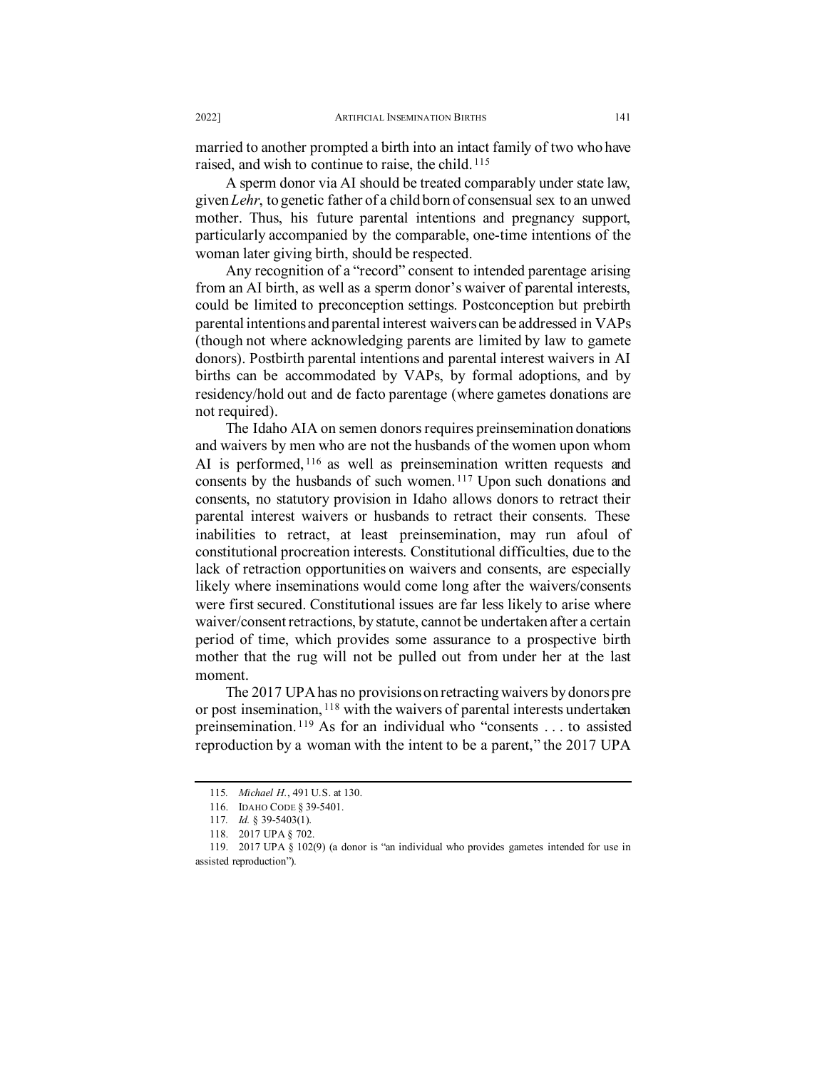married to another prompted a birth into an intact family of two who have raised, and wish to continue to raise, the child.[115]

A sperm donor via AI should be treated comparably under state law, given *Lehr*, to genetic father of a child born of consensual sex to an unwed mother. Thus, his future parental intentions and pregnancy support, particularly accompanied by the comparable, one-time intentions of the woman later giving birth, should be respected.

Any recognition of a "record" consent to intended parentage arising from an AI birth, as well as a sperm donor's waiver of parental interests, could be limited to preconception settings. Postconception but prebirth parental intentions and parental interest waivers can be addressed in VAPs (though not where acknowledging parents are limited by law to gamete donors). Postbirth parental intentions and parental interest waivers in AI births can be accommodated by VAPs, by formal adoptions, and by residency/hold out and de facto parentage (where gametes donations are not required).

The Idaho AIA on semen donors requires preinsemination donations and waivers by men who are not the husbands of the women upon whom AI is performed,[116] as well as preinsemination written requests and consents by the husbands of such women.[117] Upon such donations and consents, no statutory provision in Idaho allows donors to retract their parental interest waivers or husbands to retract their consents. These inabilities to retract, at least preinsemination, may run afoul of constitutional procreation interests. Constitutional difficulties, due to the lack of retraction opportunities on waivers and consents, are especially likely where inseminations would come long after the waivers/consents were first secured. Constitutional issues are far less likely to arise where waiver/consent retractions, by statute, cannot be undertaken after a certain period of time, which provides some assurance to a prospective birth mother that the rug will not be pulled out from under her at the last moment.

The 2017 UPA has no provisions on retracting waivers by donors pre or post insemination,[118] with the waivers of parental interests undertaken preinsemination.[119] As for an individual who "consents . . . to assisted reproduction by a woman with the intent to be a parent," the 2017 UPA

---

115. *Michael H.*, 491 U.S. at 130.

116. IDAHO CODE § 39-5401.

117. *Id.* § 39-5403(1).

118. 2017 UPA § 702.

119. 2017 UPA § 102(9) (a donor is "an individual who provides gametes intended for use in assisted reproduction").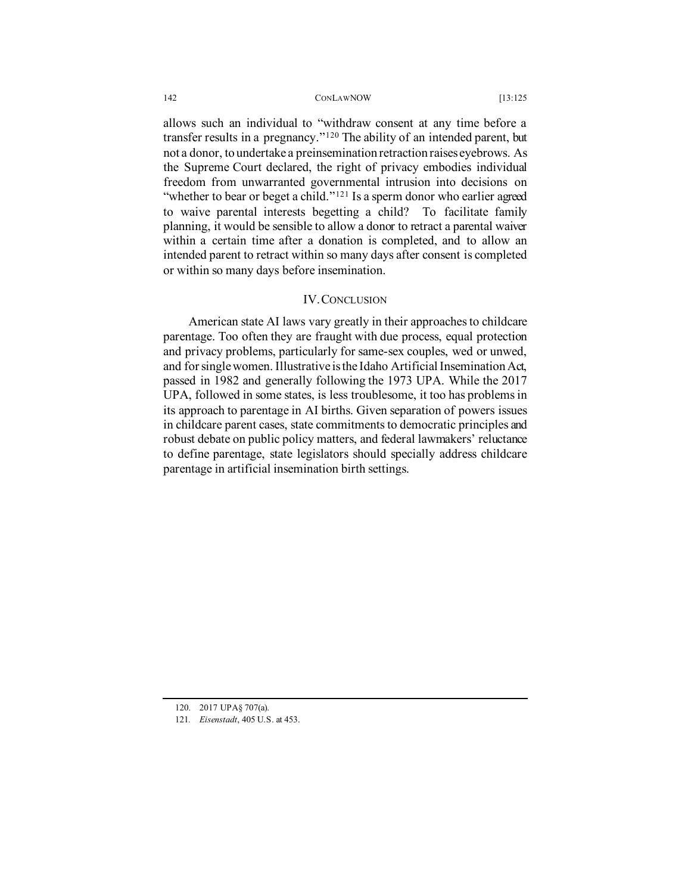allows such an individual to "withdraw consent at any time before a transfer results in a pregnancy."[120] The ability of an intended parent, but not a donor, to undertake a preinsemination retraction raises eyebrows. As the Supreme Court declared, the right of privacy embodies individual freedom from unwarranted governmental intrusion into decisions on "whether to bear or beget a child."[121] Is a sperm donor who earlier agreed to waive parental interests begetting a child? To facilitate family planning, it would be sensible to allow a donor to retract a parental waiver within a certain time after a donation is completed, and to allow an intended parent to retract within so many days after consent is completed or within so many days before insemination.

## IV. CONCLUSION

American state AI laws vary greatly in their approaches to childcare parentage. Too often they are fraught with due process, equal protection and privacy problems, particularly for same-sex couples, wed or unwed, and for single women. Illustrative is the Idaho Artificial Insemination Act, passed in 1982 and generally following the 1973 UPA. While the 2017 UPA, followed in some states, is less troublesome, it too has problems in its approach to parentage in AI births. Given separation of powers issues in childcare parent cases, state commitments to democratic principles and robust debate on public policy matters, and federal lawmakers' reluctance to define parentage, state legislators should specially address childcare parentage in artificial insemination birth settings.

---

120. 2017 UPA§ 707(a).

121. *Eisenstadt*, 405 U.S. at 453.